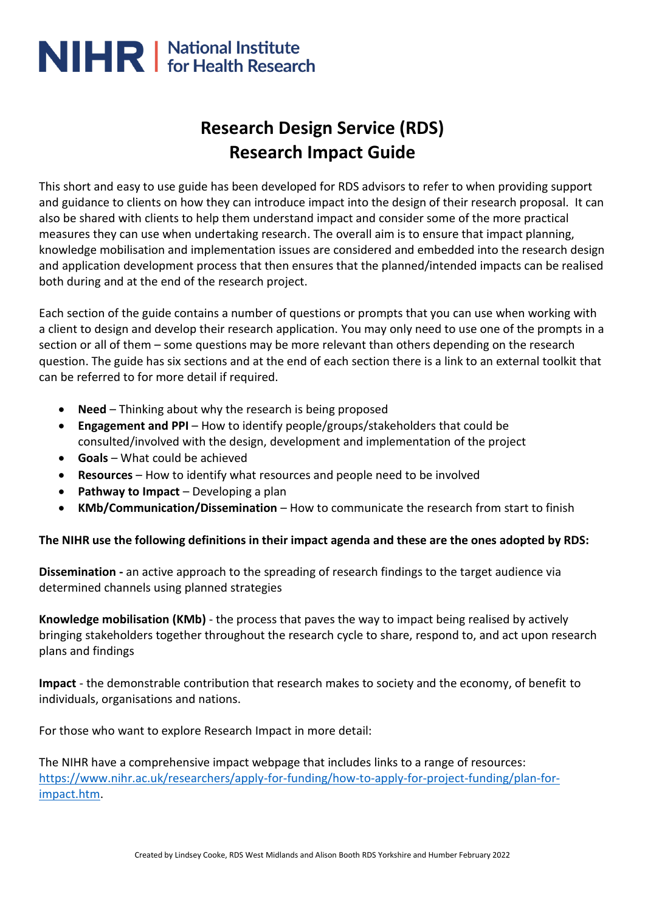NIHR | National Institute for Health Research

# Research Design Service (RDS) Research Impact Guide

This short and easy to use guide has been developed for RDS advisors to refer to when providing support and guidance to clients on how they can introduce impact into the design of their research proposal. It can also be shared with clients to help them understand impact and consider some of the more practical measures they can use when undertaking research. The overall aim is to ensure that impact planning, knowledge mobilisation and implementation issues are considered and embedded into the research design and application development process that then ensures that the planned/intended impacts can be realised both during and at the end of the research project.

Each section of the guide contains a number of questions or prompts that you can use when working with a client to design and develop their research application. You may only need to use one of the prompts in a section or all of them – some questions may be more relevant than others depending on the research question. The guide has six sections and at the end of each section there is a link to an external toolkit that can be referred to for more detail if required.

- **Need** – Thinking about why the research is being proposed
- **Engagement and PPI** – How to identify people/groups/stakeholders that could be consulted/involved with the design, development and implementation of the project
- **Goals** – What could be achieved
- **Resources** – How to identify what resources and people need to be involved
- **Pathway to Impact** – Developing a plan
- **KMb/Communication/Dissemination** – How to communicate the research from start to finish

**The NIHR use the following definitions in their impact agenda and these are the ones adopted by RDS:**

**Dissemination -** an active approach to the spreading of research findings to the target audience via determined channels using planned strategies

**Knowledge mobilisation (KMb)** - the process that paves the way to impact being realised by actively bringing stakeholders together throughout the research cycle to share, respond to, and act upon research plans and findings

**Impact** - the demonstrable contribution that research makes to society and the economy, of benefit to individuals, organisations and nations.

For those who want to explore Research Impact in more detail:

The NIHR have a comprehensive impact webpage that includes links to a range of resources: [https://www.nihr.ac.uk/researchers/apply-for-funding/how-to-apply-for-project-funding/plan-for-impact.htm](https://www.nihr.ac.uk/researchers/apply-for-funding/how-to-apply-for-project-funding/plan-for-impact.htm).

Created by Lindsey Cooke, RDS West Midlands and Alison Booth RDS Yorkshire and Humber February 2022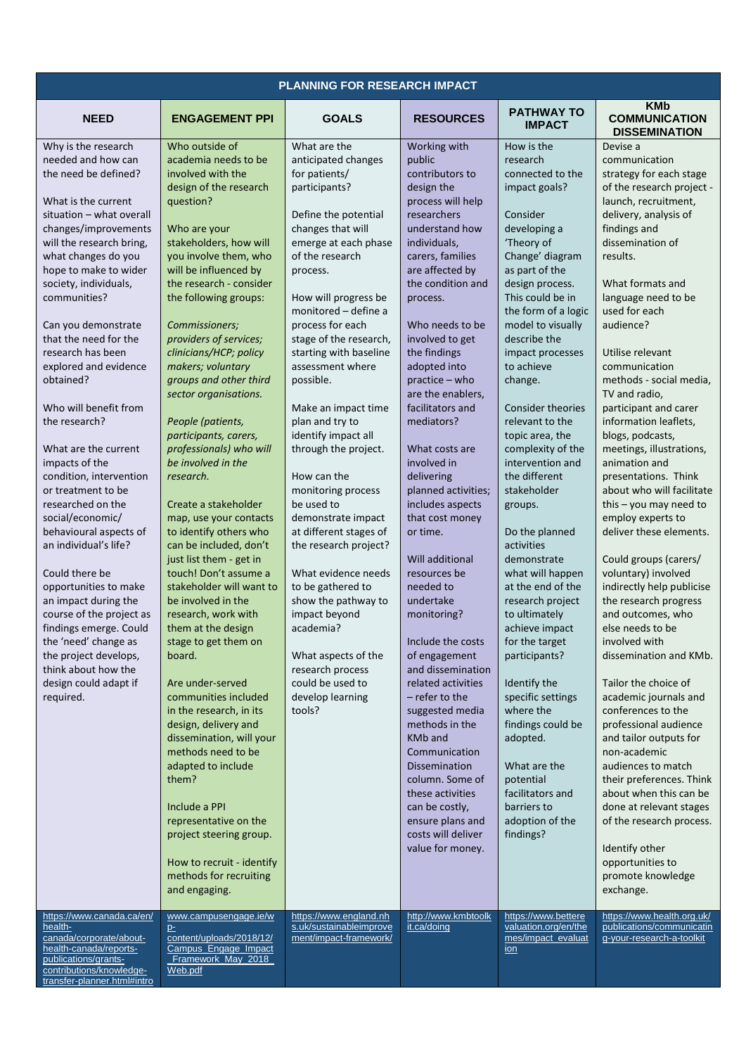# PLANNING FOR RESEARCH IMPACT

| NEED | ENGAGEMENT PPI | GOALS | RESOURCES | PATHWAY TO IMPACT | KMb COMMUNICATION DISSEMINATION |
|---|---|---|---|---|---|
| Why is the research needed and how can the need be defined?<br><br>What is the current situation – what overall changes/improvements will the research bring, what changes do you hope to make to wider society, individuals, communities?<br><br>Can you demonstrate that the need for the research has been explored and evidence obtained?<br><br>Who will benefit from the research?<br><br>What are the current impacts of the condition, intervention or treatment to be researched on the social/economic/ behavioural aspects of an individual's life?<br><br>Could there be opportunities to make an impact during the course of the project as findings emerge. Could the 'need' change as the project develops, think about how the design could adapt if required. | Who outside of academia needs to be involved with the design of the research question?<br><br>Who are your stakeholders, how will you involve them, who will be influenced by the research - consider the following groups:<br><br>*Commissioners; providers of services; clinicians/HCP; policy makers; voluntary groups and other third sector organisations.*<br><br>*People (patients, participants, carers, professionals) who will be involved in the research.*<br><br>Create a stakeholder map, use your contacts to identify others who can be included, don't just list them - get in touch! Don't assume a stakeholder will want to be involved in the research, work with them at the design stage to get them on board.<br><br>Are under-served communities included in the research, in its design, delivery and dissemination, will your methods need to be adapted to include them?<br><br>Include a PPI representative on the project steering group.<br><br>How to recruit - identify methods for recruiting and engaging. | What are the anticipated changes for patients/ participants?<br><br>Define the potential changes that will emerge at each phase of the research process.<br><br>How will progress be monitored – define a process for each stage of the research, starting with baseline assessment where possible.<br><br>Make an impact time plan and try to identify impact all through the project.<br><br>How can the monitoring process be used to demonstrate impact at different stages of the research project?<br><br>What evidence needs to be gathered to show the pathway to impact beyond academia?<br><br>What aspects of the research process could be used to develop learning tools? | Working with public contributors to design the process will help researchers understand how individuals, carers, families are affected by the condition and process.<br><br>Who needs to be involved to get the findings adopted into practice – who are the enablers, facilitators and mediators?<br><br>What costs are involved in delivering planned activities; includes aspects that cost money or time.<br><br>Will additional resources be needed to undertake monitoring?<br><br>Include the costs of engagement and dissemination related activities – refer to the suggested media methods in the KMb and Communication Dissemination column. Some of these activities can be costly, ensure plans and costs will deliver value for money. | How is the research connected to the impact goals?<br><br>Consider developing a 'Theory of Change' diagram as part of the design process. This could be in the form of a logic model to visually describe the impact processes to achieve change.<br><br>Consider theories relevant to the topic area, the complexity of the intervention and the different stakeholder groups.<br><br>Do the planned activities demonstrate what will happen at the end of the research project to ultimately achieve impact for the target participants?<br><br>Identify the specific settings where the findings could be adopted.<br><br>What are the potential facilitators and barriers to adoption of the findings? | Devise a communication strategy for each stage of the research project - launch, recruitment, delivery, analysis of findings and dissemination of results.<br><br>What formats and language need to be used for each audience?<br><br>Utilise relevant communication methods - social media, TV and radio, participant and carer information leaflets, blogs, podcasts, meetings, illustrations, animation and presentations. Think about who will facilitate this – you may need to employ experts to deliver these elements.<br><br>Could groups (carers/ voluntary) involved indirectly help publicise the research progress and outcomes, who else needs to be involved with dissemination and KMb.<br><br>Tailor the choice of academic journals and conferences to the professional audience and tailor outputs for non-academic audiences to match their preferences. Think about when this can be done at relevant stages of the research process.<br><br>Identify other opportunities to promote knowledge exchange. |
| https://www.canada.ca/en/health-canada/corporate/about-health-canada/reports-publications/grants-contributions/knowledge-transfer-planner.html#intro | www.campusengage.ie/wp-content/uploads/2018/12/Campus_Engage_Impact_Framework_May_2018_Web.pdf | https://www.england.nhs.uk/sustainableimprovement/impact-framework/ | http://www.kmbtoolkit.ca/doing | https://www.betterevaluation.org/en/themes/impact_evaluation | https://www.health.org.uk/publications/communicating-your-research-a-toolkit |